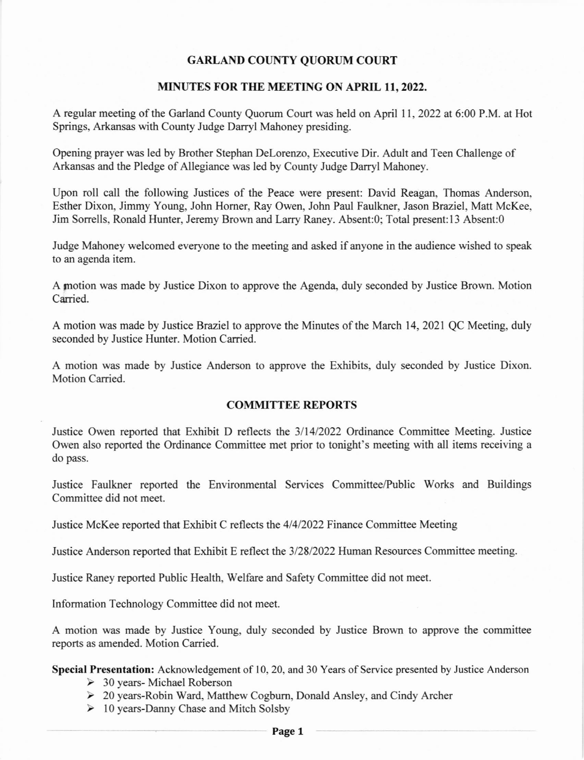# GARLAND COUNTY QUORUM COURT

## MINUTES FOR THE MEETING ON APRIL 11, 2022.

A regular meeting of the Garland County Quorum Court was held on April 11, 2022 at 6:00 P.M. at Hot Springs, Arkansas with County Judge Darryl Mahoney presiding.

Opening prayer was led by Brother Stephan DeLorenzo, Executive Dir. Adult and Teen Challenge of Arkansas and the Pledge of Allegiance was led by County Judge Darryl Mahoney.

Upon roll call the following Justices of the Peace were present: David Reagan, Thomas Anderson, Esther Dixon, Jimmy Young, John Horner, Ray Owen, John Paul Faulkner, Jason Braziel, Matt McKee, Jim Sorrells, Ronald Hunter, Jeremy Brown and Larry Raney. Absent:0; Total present:13 Absent:0

Judge Mahoney welcomed everyone to the meeting and asked if anyone in the audience wished to speak to an agenda item.

A motion was made by Justice Dixon to approve the Agenda, duly seconded by Justice Brown. Motion Carried.

A motion was made by Justice Braziel to approve the Minutes of the March 14, 2021 QC Meeting, duly seconded by Justice Hunter. Motion Carried.

A motion was made by Justice Anderson to approve the Exhibits, duly seconded by Justice Dixon. Motion Carried.

## COMMITTEE REPORTS

Justice Owen reported that Exhibit D reflects the 3/14/2022 Ordinance Committee Meeting. Justice Owen also reported the Ordinance Committee met prior to tonight's meeting with all items receiving a do pass.

Justice Faulkner reported the Environmental Services Committee/Public Works and Buildings Committee did not meet.

Justice McKee reported that Exhibit C reflects the 4/4/2022 Finance Committee Meeting

Justice Anderson reported that Exhibit E reflect the 3/28/2022 Human Resources Committee meeting.

Justice Raney reported Public Health, Welfare and Safety Committee did not meet.

Information Technology Committee did not meet.

A motion was made by Justice Young, duly seconded by Justice Brown to approve the committee reports as amended. Motion Carried.

**Special Presentation:** Acknowledgement of 10, 20, and 30 Years of Service presented by Justice Anderson

- 30 years- Michael Roberson
- 20 years-Robin Ward, Matthew Cogburn, Donald Ansley, and Cindy Archer
- 10 years-Danny Chase and Mitch Solsby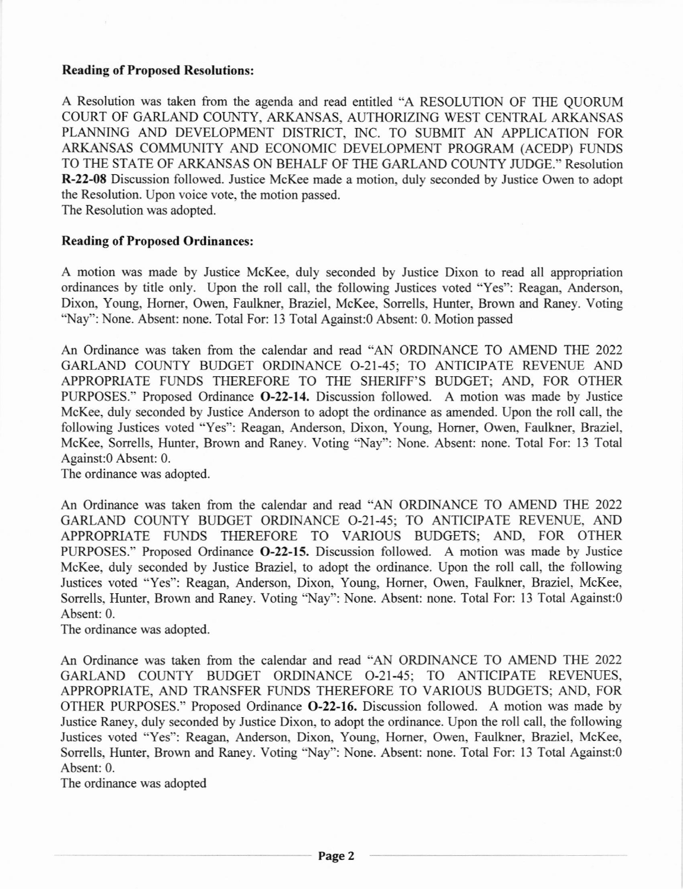**Reading of Proposed Resolutions:**

A Resolution was taken from the agenda and read entitled "A RESOLUTION OF THE QUORUM COURT OF GARLAND COUNTY, ARKANSAS, AUTHORIZING WEST CENTRAL ARKANSAS PLANNING AND DEVELOPMENT DISTRICT, INC. TO SUBMIT AN APPLICATION FOR ARKANSAS COMMUNITY AND ECONOMIC DEVELOPMENT PROGRAM (ACEDP) FUNDS TO THE STATE OF ARKANSAS ON BEHALF OF THE GARLAND COUNTY JUDGE." Resolution **R-22-08** Discussion followed. Justice McKee made a motion, duly seconded by Justice Owen to adopt the Resolution. Upon voice vote, the motion passed.
The Resolution was adopted.

**Reading of Proposed Ordinances:**

A motion was made by Justice McKee, duly seconded by Justice Dixon to read all appropriation ordinances by title only. Upon the roll call, the following Justices voted "Yes": Reagan, Anderson, Dixon, Young, Horner, Owen, Faulkner, Braziel, McKee, Sorrells, Hunter, Brown and Raney. Voting "Nay": None. Absent: none. Total For: 13 Total Against:0 Absent: 0. Motion passed

An Ordinance was taken from the calendar and read "AN ORDINANCE TO AMEND THE 2022 GARLAND COUNTY BUDGET ORDINANCE O-21-45; TO ANTICIPATE REVENUE AND APPROPRIATE FUNDS THEREFORE TO THE SHERIFF'S BUDGET; AND, FOR OTHER PURPOSES." Proposed Ordinance **O-22-14.** Discussion followed. A motion was made by Justice McKee, duly seconded by Justice Anderson to adopt the ordinance as amended. Upon the roll call, the following Justices voted "Yes": Reagan, Anderson, Dixon, Young, Horner, Owen, Faulkner, Braziel, McKee, Sorrells, Hunter, Brown and Raney. Voting "Nay": None. Absent: none. Total For: 13 Total Against:0 Absent: 0.
The ordinance was adopted.

An Ordinance was taken from the calendar and read "AN ORDINANCE TO AMEND THE 2022 GARLAND COUNTY BUDGET ORDINANCE O-21-45; TO ANTICIPATE REVENUE, AND APPROPRIATE FUNDS THEREFORE TO VARIOUS BUDGETS; AND, FOR OTHER PURPOSES." Proposed Ordinance **O-22-15.** Discussion followed. A motion was made by Justice McKee, duly seconded by Justice Braziel, to adopt the ordinance. Upon the roll call, the following Justices voted "Yes": Reagan, Anderson, Dixon, Young, Horner, Owen, Faulkner, Braziel, McKee, Sorrells, Hunter, Brown and Raney. Voting "Nay": None. Absent: none. Total For: 13 Total Against:0 Absent: 0.
The ordinance was adopted.

An Ordinance was taken from the calendar and read "AN ORDINANCE TO AMEND THE 2022 GARLAND COUNTY BUDGET ORDINANCE O-21-45; TO ANTICIPATE REVENUES, APPROPRIATE, AND TRANSFER FUNDS THEREFORE TO VARIOUS BUDGETS; AND, FOR OTHER PURPOSES." Proposed Ordinance **O-22-16.** Discussion followed. A motion was made by Justice Raney, duly seconded by Justice Dixon, to adopt the ordinance. Upon the roll call, the following Justices voted "Yes": Reagan, Anderson, Dixon, Young, Horner, Owen, Faulkner, Braziel, McKee, Sorrells, Hunter, Brown and Raney. Voting "Nay": None. Absent: none. Total For: 13 Total Against:0 Absent: 0.
The ordinance was adopted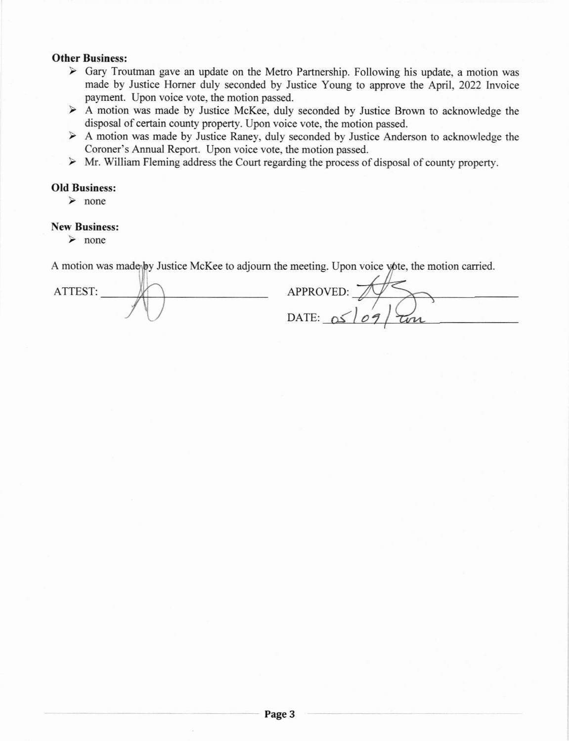**Other Business:**

- Gary Troutman gave an update on the Metro Partnership. Following his update, a motion was made by Justice Horner duly seconded by Justice Young to approve the April, 2022 Invoice payment. Upon voice vote, the motion passed.
- A motion was made by Justice McKee, duly seconded by Justice Brown to acknowledge the disposal of certain county property. Upon voice vote, the motion passed.
- A motion was made by Justice Raney, duly seconded by Justice Anderson to acknowledge the Coroner's Annual Report. Upon voice vote, the motion passed.
- Mr. William Fleming address the Court regarding the process of disposal of county property.

**Old Business:**

- none

**New Business:**

- none

A motion was made by Justice McKee to adjourn the meeting. Upon voice vote, the motion carried.

ATTEST: ______________________  APPROVED: ______________________

DATE: 05/09/22